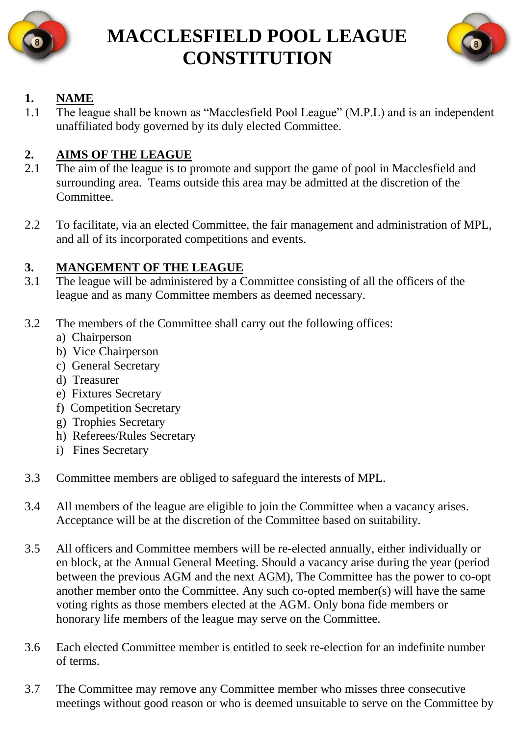# MACCLESFIELD POOL LEAGUE CONSTITUTION

## 1. NAME

1.1 The league shall be known as "Macclesfield Pool League" (M.P.L) and is an independent unaffiliated body governed by its duly elected Committee.

## 2. AIMS OF THE LEAGUE

2.1 The aim of the league is to promote and support the game of pool in Macclesfield and surrounding area. Teams outside this area may be admitted at the discretion of the Committee.

2.2 To facilitate, via an elected Committee, the fair management and administration of MPL, and all of its incorporated competitions and events.

## 3. MANGEMENT OF THE LEAGUE

3.1 The league will be administered by a Committee consisting of all the officers of the league and as many Committee members as deemed necessary.

3.2 The members of the Committee shall carry out the following offices:

a) Chairperson
b) Vice Chairperson
c) General Secretary
d) Treasurer
e) Fixtures Secretary
f) Competition Secretary
g) Trophies Secretary
h) Referees/Rules Secretary
i) Fines Secretary

3.3 Committee members are obliged to safeguard the interests of MPL.

3.4 All members of the league are eligible to join the Committee when a vacancy arises. Acceptance will be at the discretion of the Committee based on suitability.

3.5 All officers and Committee members will be re-elected annually, either individually or en block, at the Annual General Meeting. Should a vacancy arise during the year (period between the previous AGM and the next AGM), The Committee has the power to co-opt another member onto the Committee. Any such co-opted member(s) will have the same voting rights as those members elected at the AGM. Only bona fide members or honorary life members of the league may serve on the Committee.

3.6 Each elected Committee member is entitled to seek re-election for an indefinite number of terms.

3.7 The Committee may remove any Committee member who misses three consecutive meetings without good reason or who is deemed unsuitable to serve on the Committee by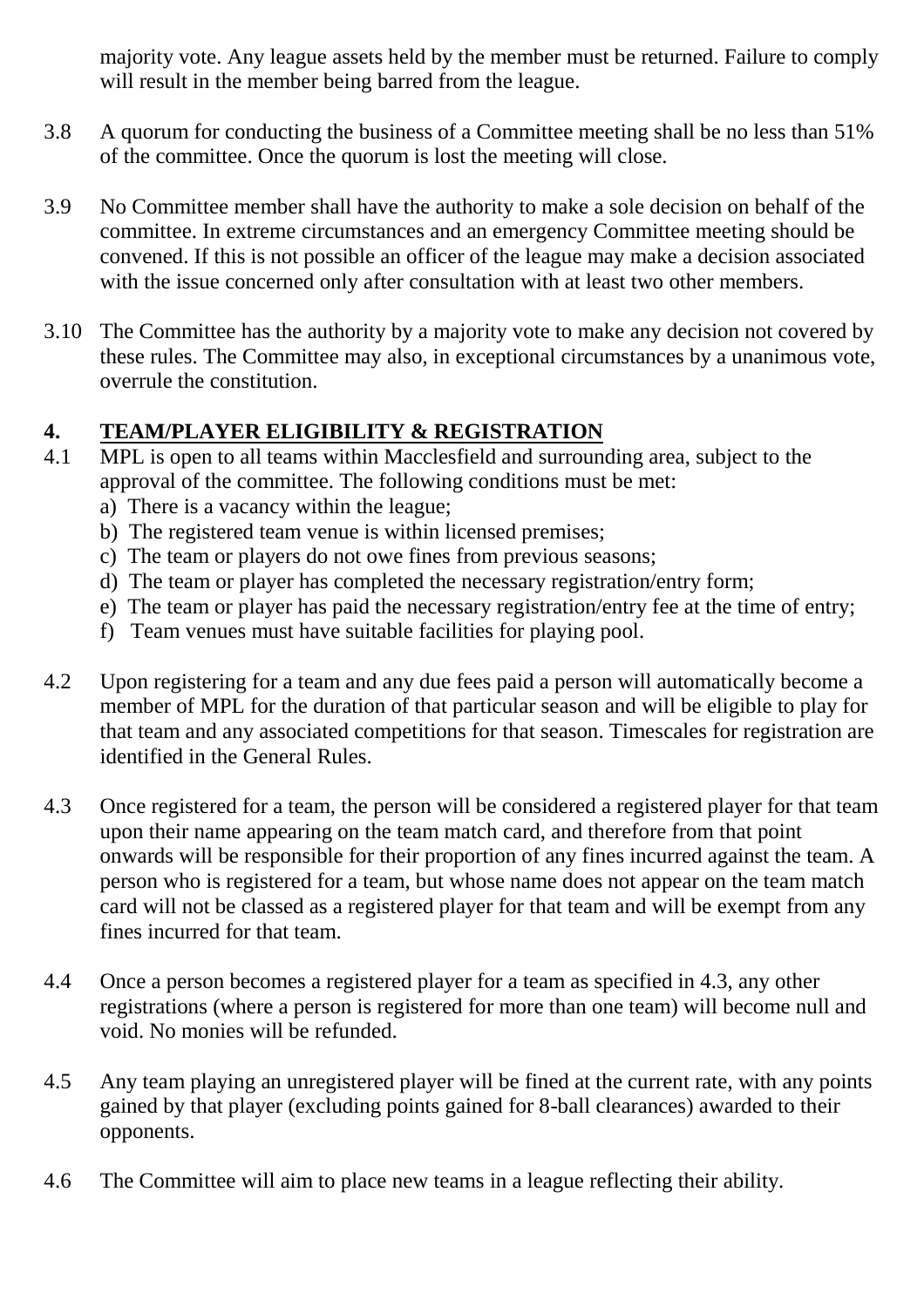majority vote. Any league assets held by the member must be returned. Failure to comply will result in the member being barred from the league.

3.8 A quorum for conducting the business of a Committee meeting shall be no less than 51% of the committee. Once the quorum is lost the meeting will close.

3.9 No Committee member shall have the authority to make a sole decision on behalf of the committee. In extreme circumstances and an emergency Committee meeting should be convened. If this is not possible an officer of the league may make a decision associated with the issue concerned only after consultation with at least two other members.

3.10 The Committee has the authority by a majority vote to make any decision not covered by these rules. The Committee may also, in exceptional circumstances by a unanimous vote, overrule the constitution.

## 4. TEAM/PLAYER ELIGIBILITY & REGISTRATION

4.1 MPL is open to all teams within Macclesfield and surrounding area, subject to the approval of the committee. The following conditions must be met:

a) There is a vacancy within the league;
b) The registered team venue is within licensed premises;
c) The team or players do not owe fines from previous seasons;
d) The team or player has completed the necessary registration/entry form;
e) The team or player has paid the necessary registration/entry fee at the time of entry;
f) Team venues must have suitable facilities for playing pool.

4.2 Upon registering for a team and any due fees paid a person will automatically become a member of MPL for the duration of that particular season and will be eligible to play for that team and any associated competitions for that season. Timescales for registration are identified in the General Rules.

4.3 Once registered for a team, the person will be considered a registered player for that team upon their name appearing on the team match card, and therefore from that point onwards will be responsible for their proportion of any fines incurred against the team. A person who is registered for a team, but whose name does not appear on the team match card will not be classed as a registered player for that team and will be exempt from any fines incurred for that team.

4.4 Once a person becomes a registered player for a team as specified in 4.3, any other registrations (where a person is registered for more than one team) will become null and void. No monies will be refunded.

4.5 Any team playing an unregistered player will be fined at the current rate, with any points gained by that player (excluding points gained for 8-ball clearances) awarded to their opponents.

4.6 The Committee will aim to place new teams in a league reflecting their ability.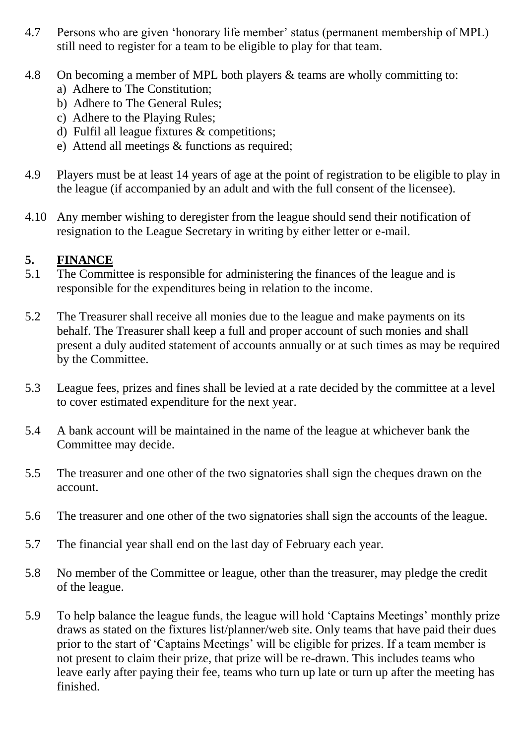4.7 Persons who are given 'honorary life member' status (permanent membership of MPL) still need to register for a team to be eligible to play for that team.

4.8 On becoming a member of MPL both players & teams are wholly committing to:
   a) Adhere to The Constitution;
   b) Adhere to The General Rules;
   c) Adhere to the Playing Rules;
   d) Fulfil all league fixtures & competitions;
   e) Attend all meetings & functions as required;

4.9 Players must be at least 14 years of age at the point of registration to be eligible to play in the league (if accompanied by an adult and with the full consent of the licensee).

4.10 Any member wishing to deregister from the league should send their notification of resignation to the League Secretary in writing by either letter or e-mail.

## 5. FINANCE

5.1 The Committee is responsible for administering the finances of the league and is responsible for the expenditures being in relation to the income.

5.2 The Treasurer shall receive all monies due to the league and make payments on its behalf. The Treasurer shall keep a full and proper account of such monies and shall present a duly audited statement of accounts annually or at such times as may be required by the Committee.

5.3 League fees, prizes and fines shall be levied at a rate decided by the committee at a level to cover estimated expenditure for the next year.

5.4 A bank account will be maintained in the name of the league at whichever bank the Committee may decide.

5.5 The treasurer and one other of the two signatories shall sign the cheques drawn on the account.

5.6 The treasurer and one other of the two signatories shall sign the accounts of the league.

5.7 The financial year shall end on the last day of February each year.

5.8 No member of the Committee or league, other than the treasurer, may pledge the credit of the league.

5.9 To help balance the league funds, the league will hold 'Captains Meetings' monthly prize draws as stated on the fixtures list/planner/web site. Only teams that have paid their dues prior to the start of 'Captains Meetings' will be eligible for prizes. If a team member is not present to claim their prize, that prize will be re-drawn. This includes teams who leave early after paying their fee, teams who turn up late or turn up after the meeting has finished.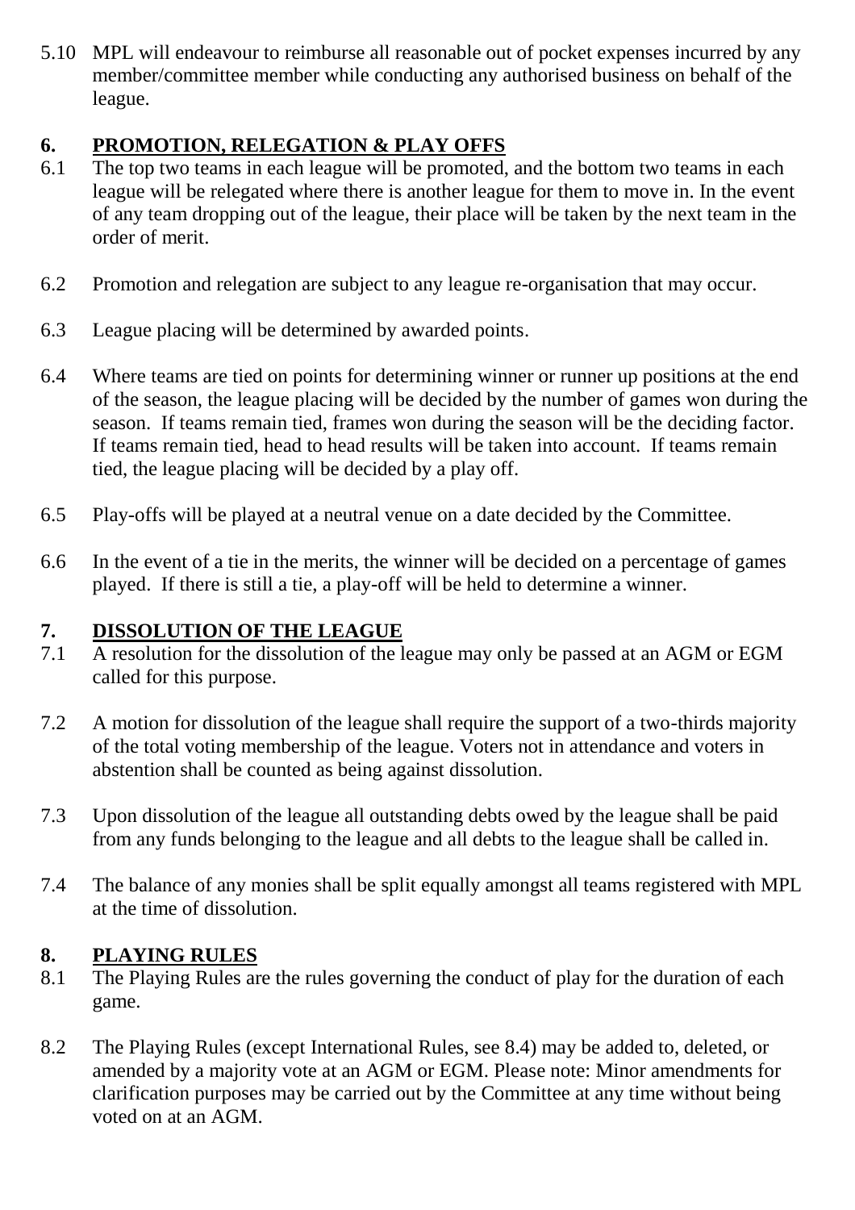5.10 MPL will endeavour to reimburse all reasonable out of pocket expenses incurred by any member/committee member while conducting any authorised business on behalf of the league.

## 6. PROMOTION, RELEGATION & PLAY OFFS

6.1 The top two teams in each league will be promoted, and the bottom two teams in each league will be relegated where there is another league for them to move in. In the event of any team dropping out of the league, their place will be taken by the next team in the order of merit.

6.2 Promotion and relegation are subject to any league re-organisation that may occur.

6.3 League placing will be determined by awarded points.

6.4 Where teams are tied on points for determining winner or runner up positions at the end of the season, the league placing will be decided by the number of games won during the season. If teams remain tied, frames won during the season will be the deciding factor. If teams remain tied, head to head results will be taken into account. If teams remain tied, the league placing will be decided by a play off.

6.5 Play-offs will be played at a neutral venue on a date decided by the Committee.

6.6 In the event of a tie in the merits, the winner will be decided on a percentage of games played. If there is still a tie, a play-off will be held to determine a winner.

## 7. DISSOLUTION OF THE LEAGUE

7.1 A resolution for the dissolution of the league may only be passed at an AGM or EGM called for this purpose.

7.2 A motion for dissolution of the league shall require the support of a two-thirds majority of the total voting membership of the league. Voters not in attendance and voters in abstention shall be counted as being against dissolution.

7.3 Upon dissolution of the league all outstanding debts owed by the league shall be paid from any funds belonging to the league and all debts to the league shall be called in.

7.4 The balance of any monies shall be split equally amongst all teams registered with MPL at the time of dissolution.

## 8. PLAYING RULES

8.1 The Playing Rules are the rules governing the conduct of play for the duration of each game.

8.2 The Playing Rules (except International Rules, see 8.4) may be added to, deleted, or amended by a majority vote at an AGM or EGM. Please note: Minor amendments for clarification purposes may be carried out by the Committee at any time without being voted on at an AGM.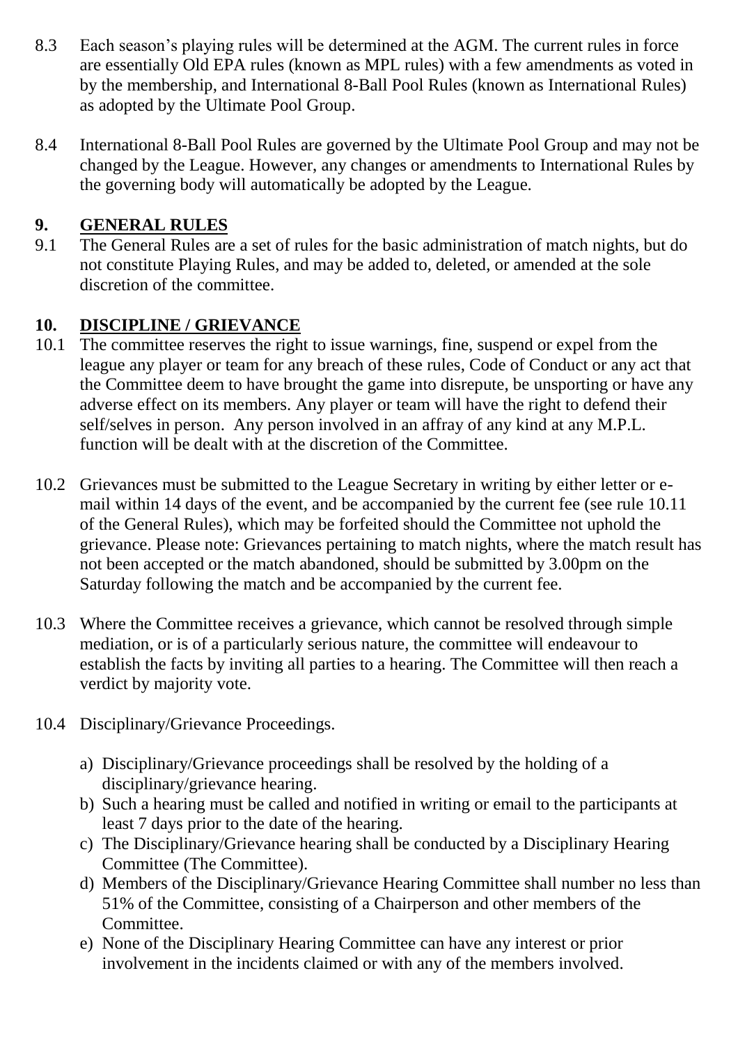8.3 Each season's playing rules will be determined at the AGM. The current rules in force are essentially Old EPA rules (known as MPL rules) with a few amendments as voted in by the membership, and International 8-Ball Pool Rules (known as International Rules) as adopted by the Ultimate Pool Group.

8.4 International 8-Ball Pool Rules are governed by the Ultimate Pool Group and may not be changed by the League. However, any changes or amendments to International Rules by the governing body will automatically be adopted by the League.

## 9. GENERAL RULES

9.1 The General Rules are a set of rules for the basic administration of match nights, but do not constitute Playing Rules, and may be added to, deleted, or amended at the sole discretion of the committee.

## 10. DISCIPLINE / GRIEVANCE

10.1 The committee reserves the right to issue warnings, fine, suspend or expel from the league any player or team for any breach of these rules, Code of Conduct or any act that the Committee deem to have brought the game into disrepute, be unsporting or have any adverse effect on its members. Any player or team will have the right to defend their self/selves in person. Any person involved in an affray of any kind at any M.P.L. function will be dealt with at the discretion of the Committee.

10.2 Grievances must be submitted to the League Secretary in writing by either letter or e-mail within 14 days of the event, and be accompanied by the current fee (see rule 10.11 of the General Rules), which may be forfeited should the Committee not uphold the grievance. Please note: Grievances pertaining to match nights, where the match result has not been accepted or the match abandoned, should be submitted by 3.00pm on the Saturday following the match and be accompanied by the current fee.

10.3 Where the Committee receives a grievance, which cannot be resolved through simple mediation, or is of a particularly serious nature, the committee will endeavour to establish the facts by inviting all parties to a hearing. The Committee will then reach a verdict by majority vote.

10.4 Disciplinary/Grievance Proceedings.

a) Disciplinary/Grievance proceedings shall be resolved by the holding of a disciplinary/grievance hearing.
b) Such a hearing must be called and notified in writing or email to the participants at least 7 days prior to the date of the hearing.
c) The Disciplinary/Grievance hearing shall be conducted by a Disciplinary Hearing Committee (The Committee).
d) Members of the Disciplinary/Grievance Hearing Committee shall number no less than 51% of the Committee, consisting of a Chairperson and other members of the Committee.
e) None of the Disciplinary Hearing Committee can have any interest or prior involvement in the incidents claimed or with any of the members involved.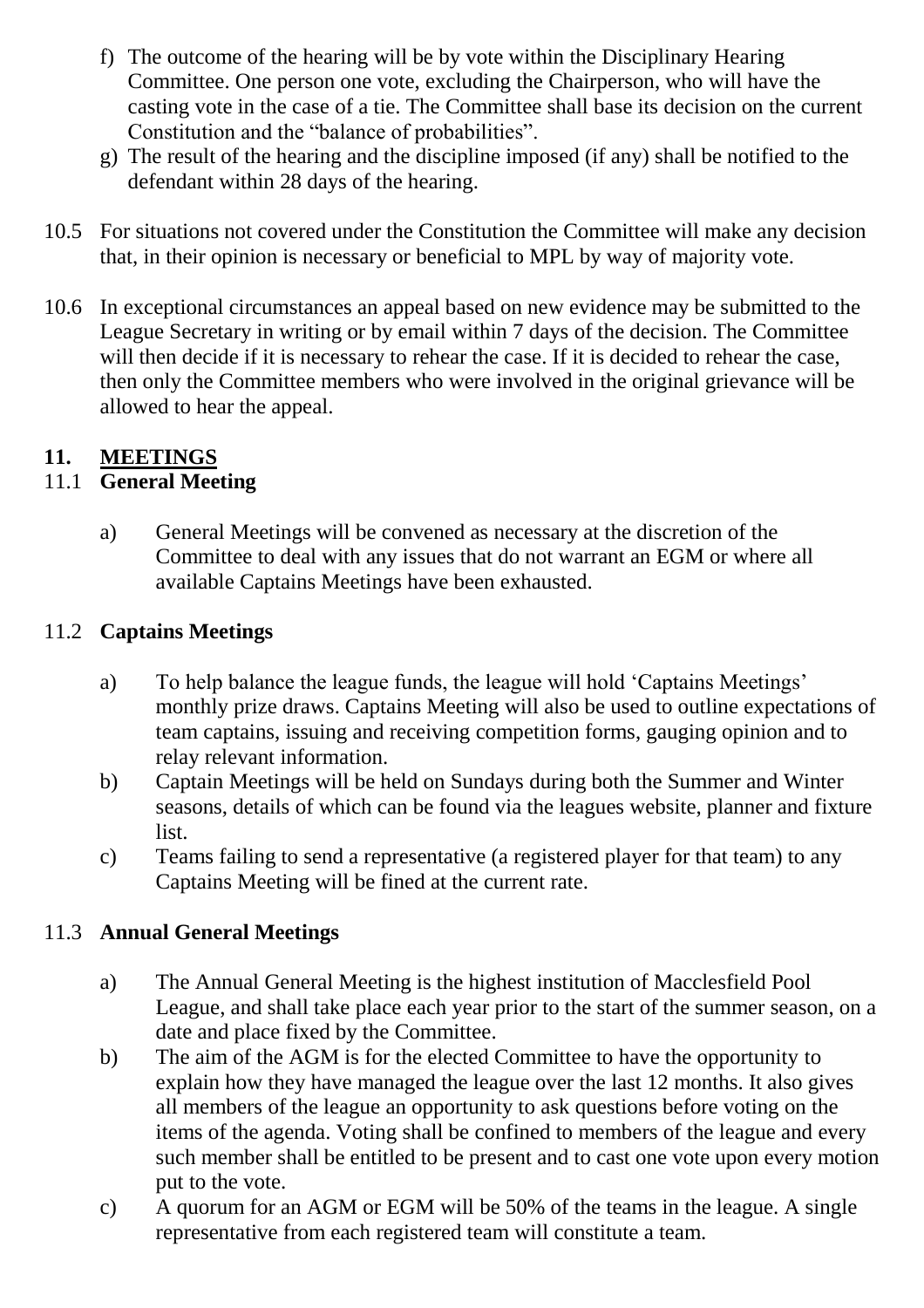f) The outcome of the hearing will be by vote within the Disciplinary Hearing Committee. One person one vote, excluding the Chairperson, who will have the casting vote in the case of a tie. The Committee shall base its decision on the current Constitution and the "balance of probabilities".

g) The result of the hearing and the discipline imposed (if any) shall be notified to the defendant within 28 days of the hearing.

10.5 For situations not covered under the Constitution the Committee will make any decision that, in their opinion is necessary or beneficial to MPL by way of majority vote.

10.6 In exceptional circumstances an appeal based on new evidence may be submitted to the League Secretary in writing or by email within 7 days of the decision. The Committee will then decide if it is necessary to rehear the case. If it is decided to rehear the case, then only the Committee members who were involved in the original grievance will be allowed to hear the appeal.

## 11. MEETINGS

### 11.1 General Meeting

a) General Meetings will be convened as necessary at the discretion of the Committee to deal with any issues that do not warrant an EGM or where all available Captains Meetings have been exhausted.

### 11.2 Captains Meetings

a) To help balance the league funds, the league will hold 'Captains Meetings' monthly prize draws. Captains Meeting will also be used to outline expectations of team captains, issuing and receiving competition forms, gauging opinion and to relay relevant information.

b) Captain Meetings will be held on Sundays during both the Summer and Winter seasons, details of which can be found via the leagues website, planner and fixture list.

c) Teams failing to send a representative (a registered player for that team) to any Captains Meeting will be fined at the current rate.

### 11.3 Annual General Meetings

a) The Annual General Meeting is the highest institution of Macclesfield Pool League, and shall take place each year prior to the start of the summer season, on a date and place fixed by the Committee.

b) The aim of the AGM is for the elected Committee to have the opportunity to explain how they have managed the league over the last 12 months. It also gives all members of the league an opportunity to ask questions before voting on the items of the agenda. Voting shall be confined to members of the league and every such member shall be entitled to be present and to cast one vote upon every motion put to the vote.

c) A quorum for an AGM or EGM will be 50% of the teams in the league. A single representative from each registered team will constitute a team.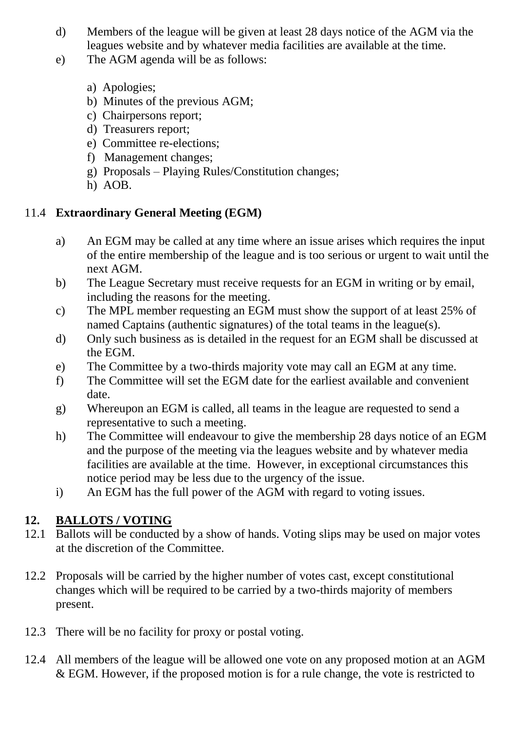d) Members of the league will be given at least 28 days notice of the AGM via the leagues website and by whatever media facilities are available at the time.

e) The AGM agenda will be as follows:

   a) Apologies;
   b) Minutes of the previous AGM;
   c) Chairpersons report;
   d) Treasurers report;
   e) Committee re-elections;
   f) Management changes;
   g) Proposals – Playing Rules/Constitution changes;
   h) AOB.

### 11.4 **Extraordinary General Meeting (EGM)**

a) An EGM may be called at any time where an issue arises which requires the input of the entire membership of the league and is too serious or urgent to wait until the next AGM.

b) The League Secretary must receive requests for an EGM in writing or by email, including the reasons for the meeting.

c) The MPL member requesting an EGM must show the support of at least 25% of named Captains (authentic signatures) of the total teams in the league(s).

d) Only such business as is detailed in the request for an EGM shall be discussed at the EGM.

e) The Committee by a two-thirds majority vote may call an EGM at any time.

f) The Committee will set the EGM date for the earliest available and convenient date.

g) Whereupon an EGM is called, all teams in the league are requested to send a representative to such a meeting.

h) The Committee will endeavour to give the membership 28 days notice of an EGM and the purpose of the meeting via the leagues website and by whatever media facilities are available at the time. However, in exceptional circumstances this notice period may be less due to the urgency of the issue.

i) An EGM has the full power of the AGM with regard to voting issues.

## 12. **BALLOTS / VOTING**

12.1 Ballots will be conducted by a show of hands. Voting slips may be used on major votes at the discretion of the Committee.

12.2 Proposals will be carried by the higher number of votes cast, except constitutional changes which will be required to be carried by a two-thirds majority of members present.

12.3 There will be no facility for proxy or postal voting.

12.4 All members of the league will be allowed one vote on any proposed motion at an AGM & EGM. However, if the proposed motion is for a rule change, the vote is restricted to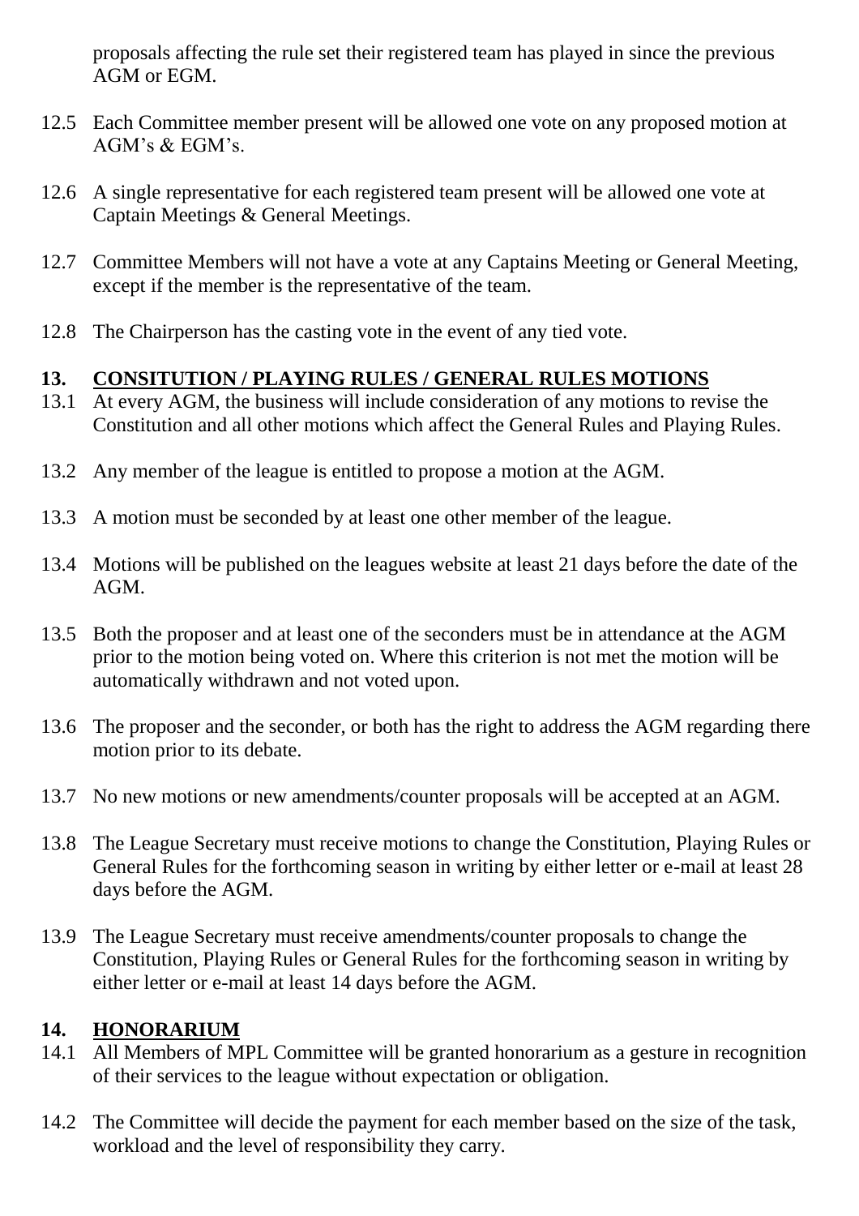proposals affecting the rule set their registered team has played in since the previous AGM or EGM.

12.5 Each Committee member present will be allowed one vote on any proposed motion at AGM's & EGM's.

12.6 A single representative for each registered team present will be allowed one vote at Captain Meetings & General Meetings.

12.7 Committee Members will not have a vote at any Captains Meeting or General Meeting, except if the member is the representative of the team.

12.8 The Chairperson has the casting vote in the event of any tied vote.

## 13. CONSITUTION / PLAYING RULES / GENERAL RULES MOTIONS

13.1 At every AGM, the business will include consideration of any motions to revise the Constitution and all other motions which affect the General Rules and Playing Rules.

13.2 Any member of the league is entitled to propose a motion at the AGM.

13.3 A motion must be seconded by at least one other member of the league.

13.4 Motions will be published on the leagues website at least 21 days before the date of the AGM.

13.5 Both the proposer and at least one of the seconders must be in attendance at the AGM prior to the motion being voted on. Where this criterion is not met the motion will be automatically withdrawn and not voted upon.

13.6 The proposer and the seconder, or both has the right to address the AGM regarding there motion prior to its debate.

13.7 No new motions or new amendments/counter proposals will be accepted at an AGM.

13.8 The League Secretary must receive motions to change the Constitution, Playing Rules or General Rules for the forthcoming season in writing by either letter or e-mail at least 28 days before the AGM.

13.9 The League Secretary must receive amendments/counter proposals to change the Constitution, Playing Rules or General Rules for the forthcoming season in writing by either letter or e-mail at least 14 days before the AGM.

## 14. HONORARIUM

14.1 All Members of MPL Committee will be granted honorarium as a gesture in recognition of their services to the league without expectation or obligation.

14.2 The Committee will decide the payment for each member based on the size of the task, workload and the level of responsibility they carry.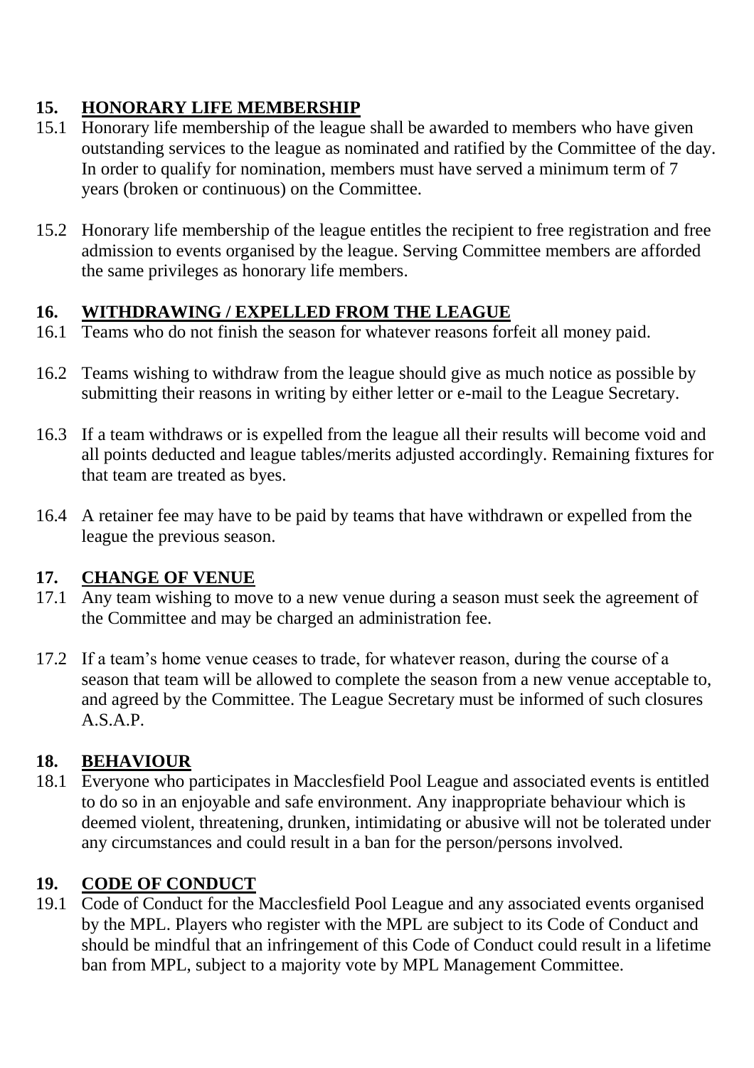## 15. HONORARY LIFE MEMBERSHIP

15.1 Honorary life membership of the league shall be awarded to members who have given outstanding services to the league as nominated and ratified by the Committee of the day. In order to qualify for nomination, members must have served a minimum term of 7 years (broken or continuous) on the Committee.

15.2 Honorary life membership of the league entitles the recipient to free registration and free admission to events organised by the league. Serving Committee members are afforded the same privileges as honorary life members.

## 16. WITHDRAWING / EXPELLED FROM THE LEAGUE

16.1 Teams who do not finish the season for whatever reasons forfeit all money paid.

16.2 Teams wishing to withdraw from the league should give as much notice as possible by submitting their reasons in writing by either letter or e-mail to the League Secretary.

16.3 If a team withdraws or is expelled from the league all their results will become void and all points deducted and league tables/merits adjusted accordingly. Remaining fixtures for that team are treated as byes.

16.4 A retainer fee may have to be paid by teams that have withdrawn or expelled from the league the previous season.

## 17. CHANGE OF VENUE

17.1 Any team wishing to move to a new venue during a season must seek the agreement of the Committee and may be charged an administration fee.

17.2 If a team's home venue ceases to trade, for whatever reason, during the course of a season that team will be allowed to complete the season from a new venue acceptable to, and agreed by the Committee. The League Secretary must be informed of such closures A.S.A.P.

## 18. BEHAVIOUR

18.1 Everyone who participates in Macclesfield Pool League and associated events is entitled to do so in an enjoyable and safe environment. Any inappropriate behaviour which is deemed violent, threatening, drunken, intimidating or abusive will not be tolerated under any circumstances and could result in a ban for the person/persons involved.

## 19. CODE OF CONDUCT

19.1 Code of Conduct for the Macclesfield Pool League and any associated events organised by the MPL. Players who register with the MPL are subject to its Code of Conduct and should be mindful that an infringement of this Code of Conduct could result in a lifetime ban from MPL, subject to a majority vote by MPL Management Committee.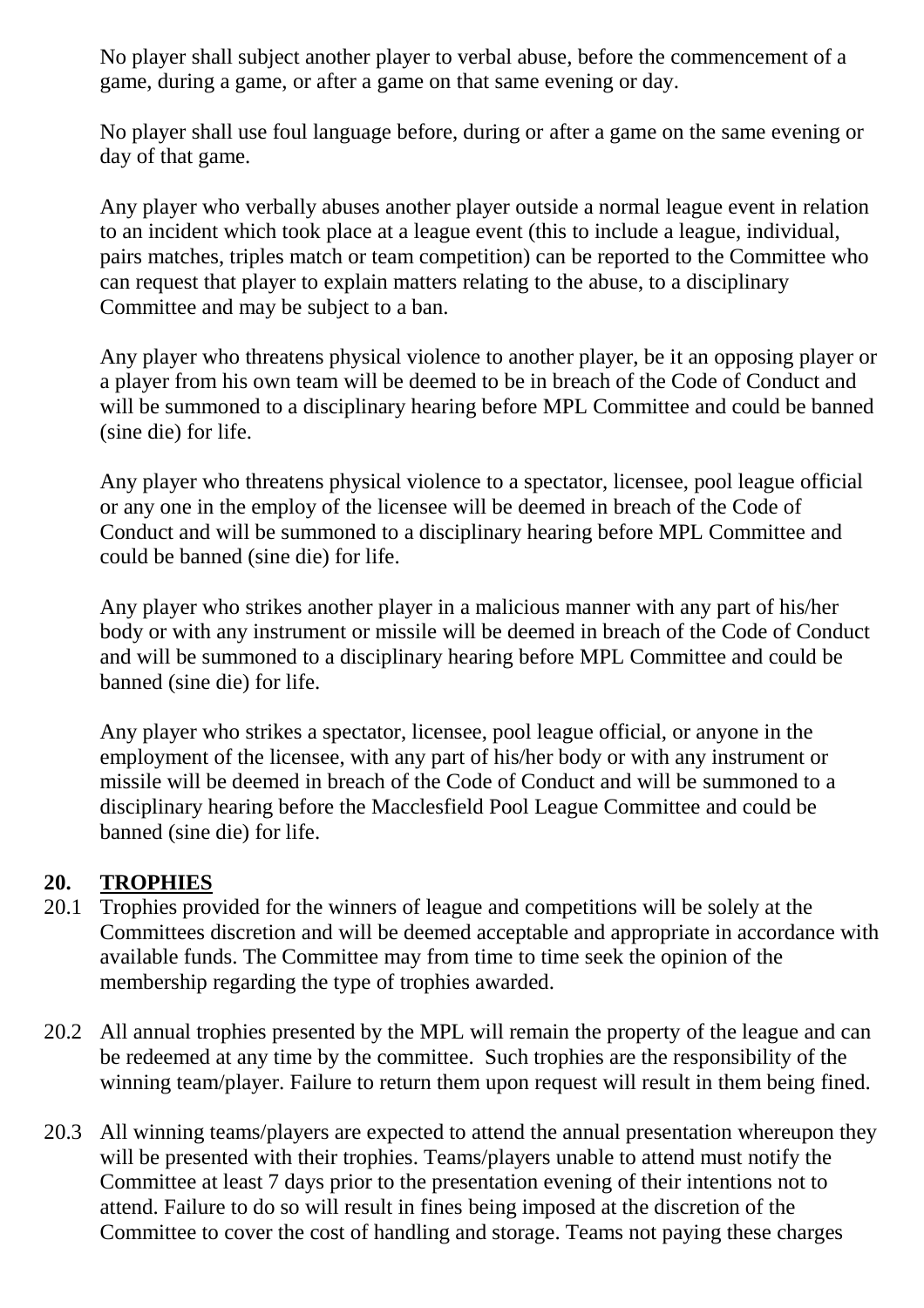No player shall subject another player to verbal abuse, before the commencement of a game, during a game, or after a game on that same evening or day.

No player shall use foul language before, during or after a game on the same evening or day of that game.

Any player who verbally abuses another player outside a normal league event in relation to an incident which took place at a league event (this to include a league, individual, pairs matches, triples match or team competition) can be reported to the Committee who can request that player to explain matters relating to the abuse, to a disciplinary Committee and may be subject to a ban.

Any player who threatens physical violence to another player, be it an opposing player or a player from his own team will be deemed to be in breach of the Code of Conduct and will be summoned to a disciplinary hearing before MPL Committee and could be banned (sine die) for life.

Any player who threatens physical violence to a spectator, licensee, pool league official or any one in the employ of the licensee will be deemed in breach of the Code of Conduct and will be summoned to a disciplinary hearing before MPL Committee and could be banned (sine die) for life.

Any player who strikes another player in a malicious manner with any part of his/her body or with any instrument or missile will be deemed in breach of the Code of Conduct and will be summoned to a disciplinary hearing before MPL Committee and could be banned (sine die) for life.

Any player who strikes a spectator, licensee, pool league official, or anyone in the employment of the licensee, with any part of his/her body or with any instrument or missile will be deemed in breach of the Code of Conduct and will be summoned to a disciplinary hearing before the Macclesfield Pool League Committee and could be banned (sine die) for life.

## 20. TROPHIES

20.1 Trophies provided for the winners of league and competitions will be solely at the Committees discretion and will be deemed acceptable and appropriate in accordance with available funds. The Committee may from time to time seek the opinion of the membership regarding the type of trophies awarded.

20.2 All annual trophies presented by the MPL will remain the property of the league and can be redeemed at any time by the committee. Such trophies are the responsibility of the winning team/player. Failure to return them upon request will result in them being fined.

20.3 All winning teams/players are expected to attend the annual presentation whereupon they will be presented with their trophies. Teams/players unable to attend must notify the Committee at least 7 days prior to the presentation evening of their intentions not to attend. Failure to do so will result in fines being imposed at the discretion of the Committee to cover the cost of handling and storage. Teams not paying these charges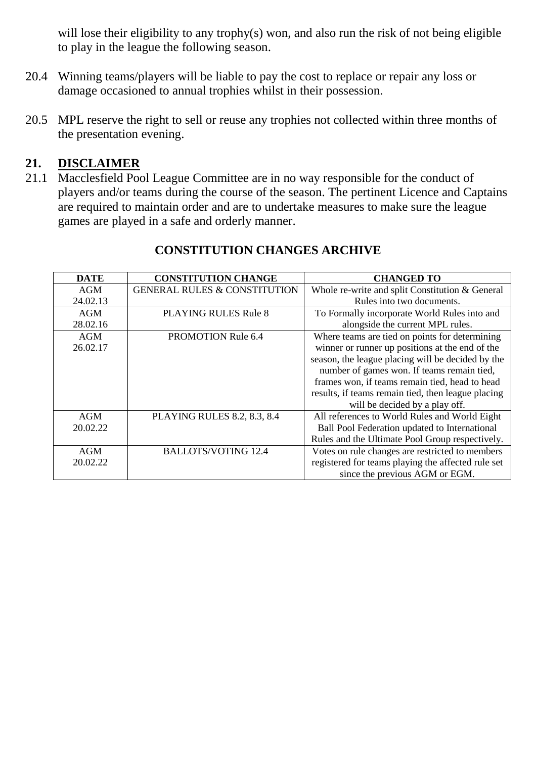will lose their eligibility to any trophy(s) won, and also run the risk of not being eligible to play in the league the following season.

20.4 Winning teams/players will be liable to pay the cost to replace or repair any loss or damage occasioned to annual trophies whilst in their possession.

20.5 MPL reserve the right to sell or reuse any trophies not collected within three months of the presentation evening.

## 21. DISCLAIMER

21.1 Macclesfield Pool League Committee are in no way responsible for the conduct of players and/or teams during the course of the season. The pertinent Licence and Captains are required to maintain order and are to undertake measures to make sure the league games are played in a safe and orderly manner.

## CONSTITUTION CHANGES ARCHIVE

| DATE | CONSTITUTION CHANGE | CHANGED TO |
|---|---|---|
| AGM 24.02.13 | GENERAL RULES & CONSTITUTION | Whole re-write and split Constitution & General Rules into two documents. |
| AGM 28.02.16 | PLAYING RULES Rule 8 | To Formally incorporate World Rules into and alongside the current MPL rules. |
| AGM 26.02.17 | PROMOTION Rule 6.4 | Where teams are tied on points for determining winner or runner up positions at the end of the season, the league placing will be decided by the number of games won. If teams remain tied, frames won, if teams remain tied, head to head results, if teams remain tied, then league placing will be decided by a play off. |
| AGM 20.02.22 | PLAYING RULES 8.2, 8.3, 8.4 | All references to World Rules and World Eight Ball Pool Federation updated to International Rules and the Ultimate Pool Group respectively. |
| AGM 20.02.22 | BALLOTS/VOTING 12.4 | Votes on rule changes are restricted to members registered for teams playing the affected rule set since the previous AGM or EGM. |